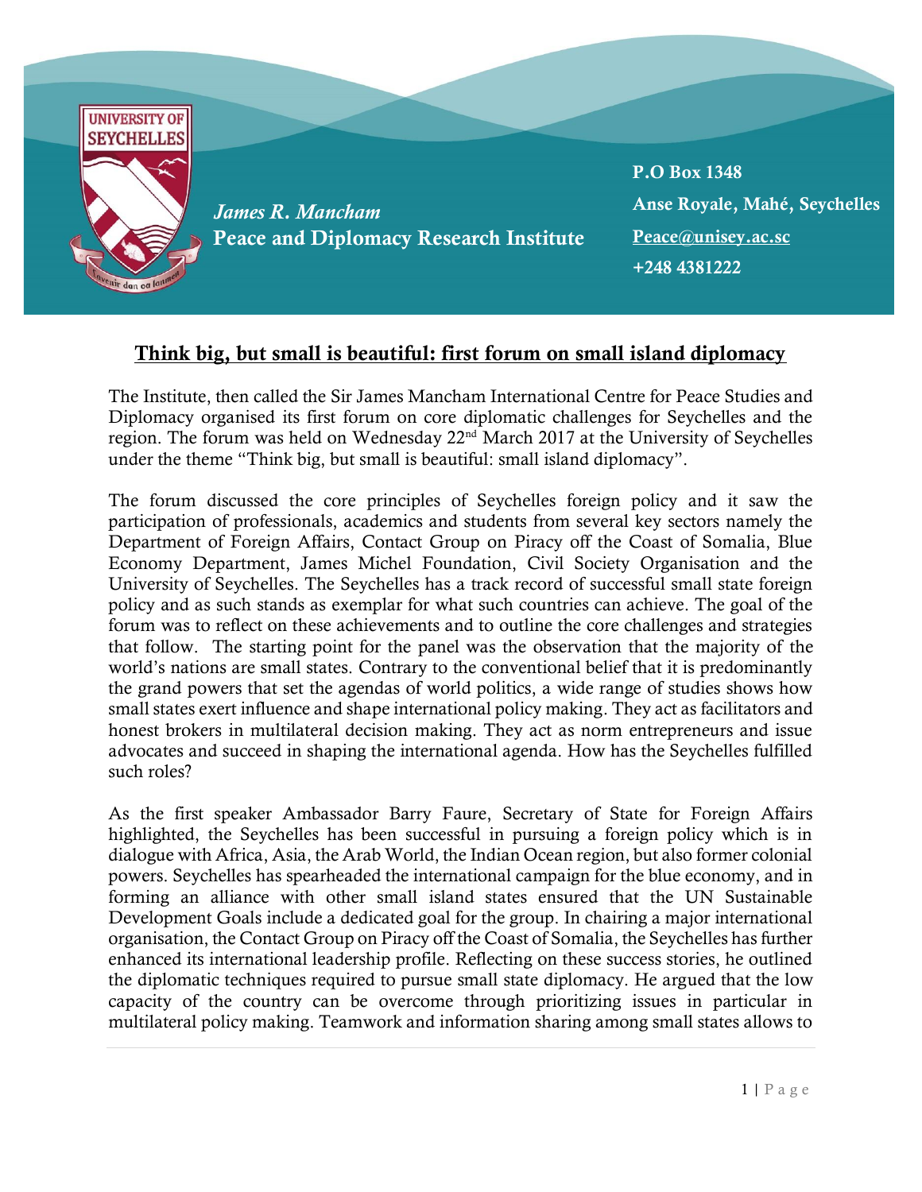*James R. Mancham*
**Peace and Diplomacy Research Institute**

**P.O Box 1348**
**Anse Royale, Mahé, Seychelles**
**Peace@unisey.ac.sc**
**+248 4381222**

## Think big, but small is beautiful: first forum on small island diplomacy

The Institute, then called the Sir James Mancham International Centre for Peace Studies and Diplomacy organised its first forum on core diplomatic challenges for Seychelles and the region. The forum was held on Wednesday 22nd March 2017 at the University of Seychelles under the theme "Think big, but small is beautiful: small island diplomacy".

The forum discussed the core principles of Seychelles foreign policy and it saw the participation of professionals, academics and students from several key sectors namely the Department of Foreign Affairs, Contact Group on Piracy off the Coast of Somalia, Blue Economy Department, James Michel Foundation, Civil Society Organisation and the University of Seychelles. The Seychelles has a track record of successful small state foreign policy and as such stands as exemplar for what such countries can achieve. The goal of the forum was to reflect on these achievements and to outline the core challenges and strategies that follow. The starting point for the panel was the observation that the majority of the world's nations are small states. Contrary to the conventional belief that it is predominantly the grand powers that set the agendas of world politics, a wide range of studies shows how small states exert influence and shape international policy making. They act as facilitators and honest brokers in multilateral decision making. They act as norm entrepreneurs and issue advocates and succeed in shaping the international agenda. How has the Seychelles fulfilled such roles?

As the first speaker Ambassador Barry Faure, Secretary of State for Foreign Affairs highlighted, the Seychelles has been successful in pursuing a foreign policy which is in dialogue with Africa, Asia, the Arab World, the Indian Ocean region, but also former colonial powers. Seychelles has spearheaded the international campaign for the blue economy, and in forming an alliance with other small island states ensured that the UN Sustainable Development Goals include a dedicated goal for the group. In chairing a major international organisation, the Contact Group on Piracy off the Coast of Somalia, the Seychelles has further enhanced its international leadership profile. Reflecting on these success stories, he outlined the diplomatic techniques required to pursue small state diplomacy. He argued that the low capacity of the country can be overcome through prioritizing issues in particular in multilateral policy making. Teamwork and information sharing among small states allows to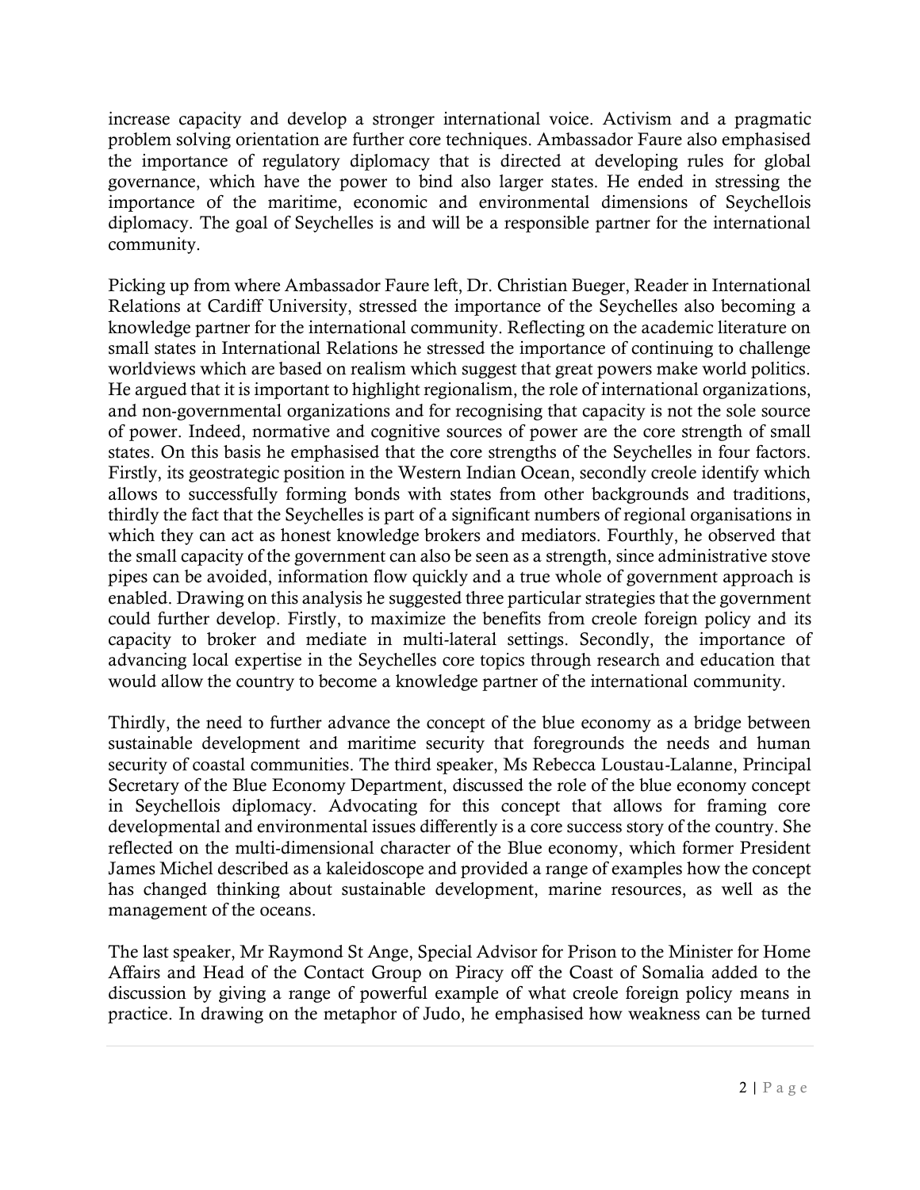increase capacity and develop a stronger international voice. Activism and a pragmatic problem solving orientation are further core techniques. Ambassador Faure also emphasised the importance of regulatory diplomacy that is directed at developing rules for global governance, which have the power to bind also larger states. He ended in stressing the importance of the maritime, economic and environmental dimensions of Seychellois diplomacy. The goal of Seychelles is and will be a responsible partner for the international community.

Picking up from where Ambassador Faure left, Dr. Christian Bueger, Reader in International Relations at Cardiff University, stressed the importance of the Seychelles also becoming a knowledge partner for the international community. Reflecting on the academic literature on small states in International Relations he stressed the importance of continuing to challenge worldviews which are based on realism which suggest that great powers make world politics. He argued that it is important to highlight regionalism, the role of international organizations, and non-governmental organizations and for recognising that capacity is not the sole source of power. Indeed, normative and cognitive sources of power are the core strength of small states. On this basis he emphasised that the core strengths of the Seychelles in four factors. Firstly, its geostrategic position in the Western Indian Ocean, secondly creole identify which allows to successfully forming bonds with states from other backgrounds and traditions, thirdly the fact that the Seychelles is part of a significant numbers of regional organisations in which they can act as honest knowledge brokers and mediators. Fourthly, he observed that the small capacity of the government can also be seen as a strength, since administrative stove pipes can be avoided, information flow quickly and a true whole of government approach is enabled. Drawing on this analysis he suggested three particular strategies that the government could further develop. Firstly, to maximize the benefits from creole foreign policy and its capacity to broker and mediate in multi-lateral settings. Secondly, the importance of advancing local expertise in the Seychelles core topics through research and education that would allow the country to become a knowledge partner of the international community.

Thirdly, the need to further advance the concept of the blue economy as a bridge between sustainable development and maritime security that foregrounds the needs and human security of coastal communities. The third speaker, Ms Rebecca Loustau-Lalanne, Principal Secretary of the Blue Economy Department, discussed the role of the blue economy concept in Seychellois diplomacy. Advocating for this concept that allows for framing core developmental and environmental issues differently is a core success story of the country. She reflected on the multi-dimensional character of the Blue economy, which former President James Michel described as a kaleidoscope and provided a range of examples how the concept has changed thinking about sustainable development, marine resources, as well as the management of the oceans.

The last speaker, Mr Raymond St Ange, Special Advisor for Prison to the Minister for Home Affairs and Head of the Contact Group on Piracy off the Coast of Somalia added to the discussion by giving a range of powerful example of what creole foreign policy means in practice. In drawing on the metaphor of Judo, he emphasised how weakness can be turned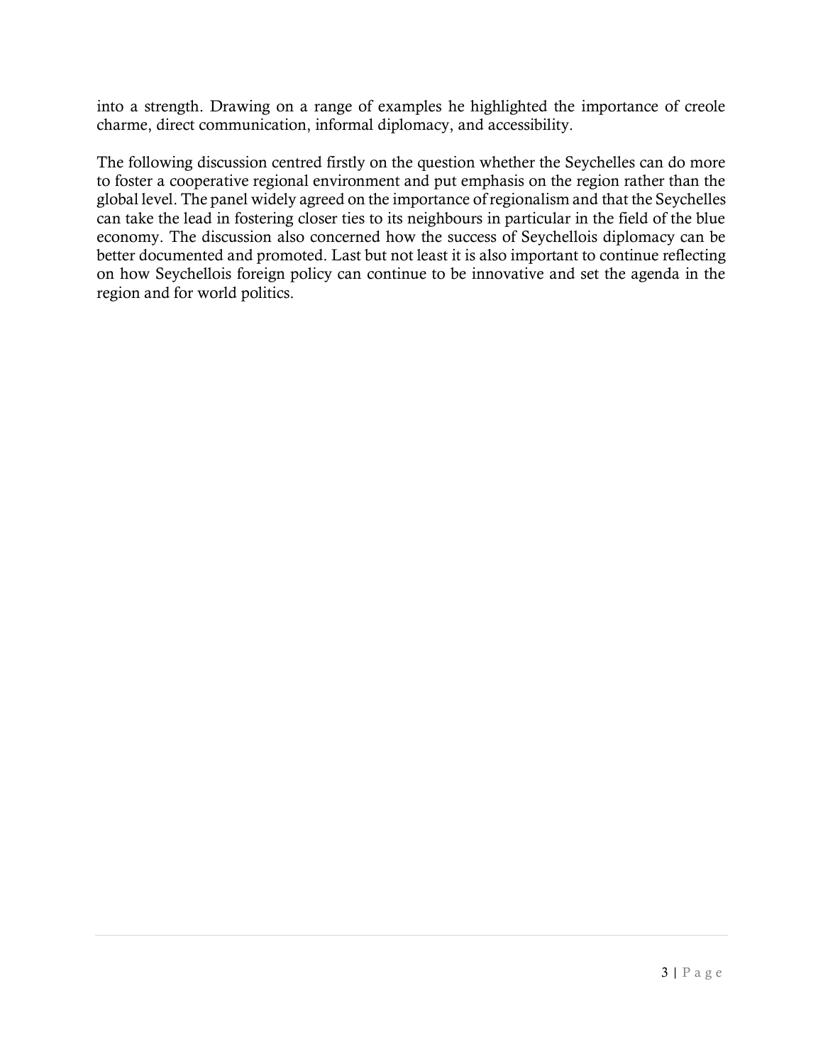into a strength. Drawing on a range of examples he highlighted the importance of creole charme, direct communication, informal diplomacy, and accessibility.

The following discussion centred firstly on the question whether the Seychelles can do more to foster a cooperative regional environment and put emphasis on the region rather than the global level. The panel widely agreed on the importance of regionalism and that the Seychelles can take the lead in fostering closer ties to its neighbours in particular in the field of the blue economy. The discussion also concerned how the success of Seychellois diplomacy can be better documented and promoted. Last but not least it is also important to continue reflecting on how Seychellois foreign policy can continue to be innovative and set the agenda in the region and for world politics.